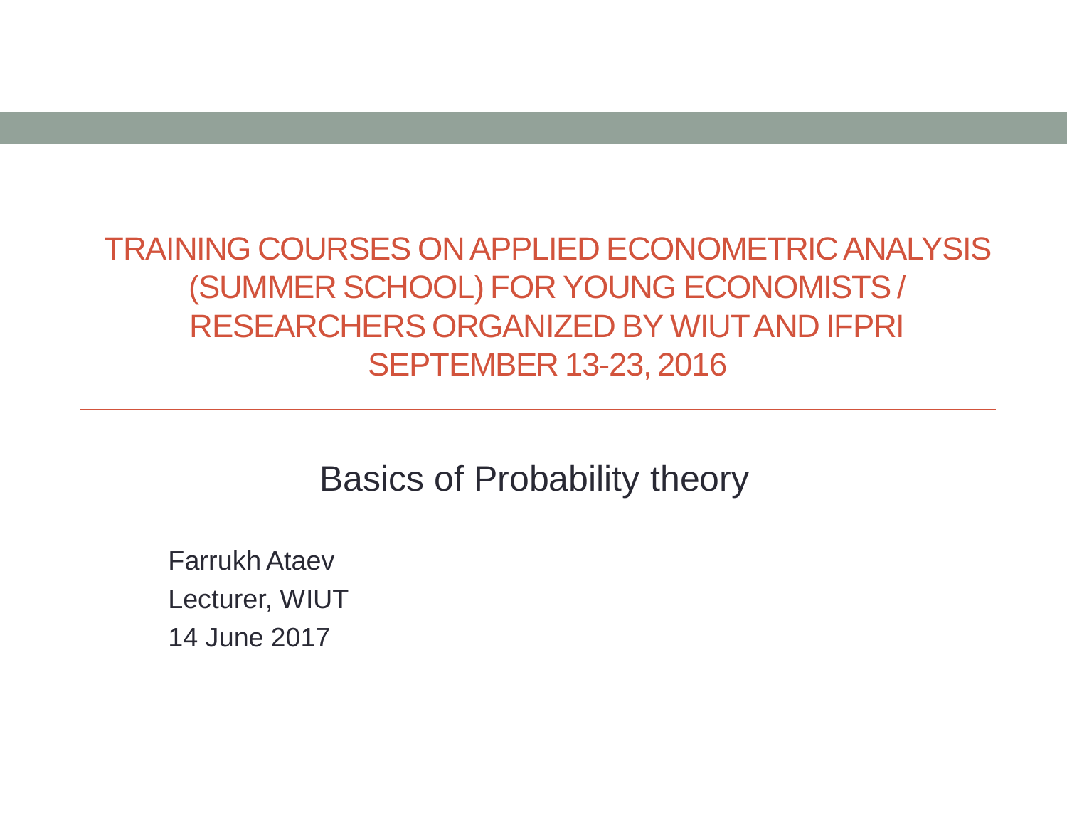# TRAINING COURSES ON APPLIED ECONOMETRIC ANALYSIS (SUMMER SCHOOL) FOR YOUNG ECONOMISTS / RESEARCHERS ORGANIZED BY WIUT AND IFPRI SEPTEMBER 13-23, 2016

## Basics of Probability theory

Farrukh Ataev

Lecturer, WIUT

14 June 2017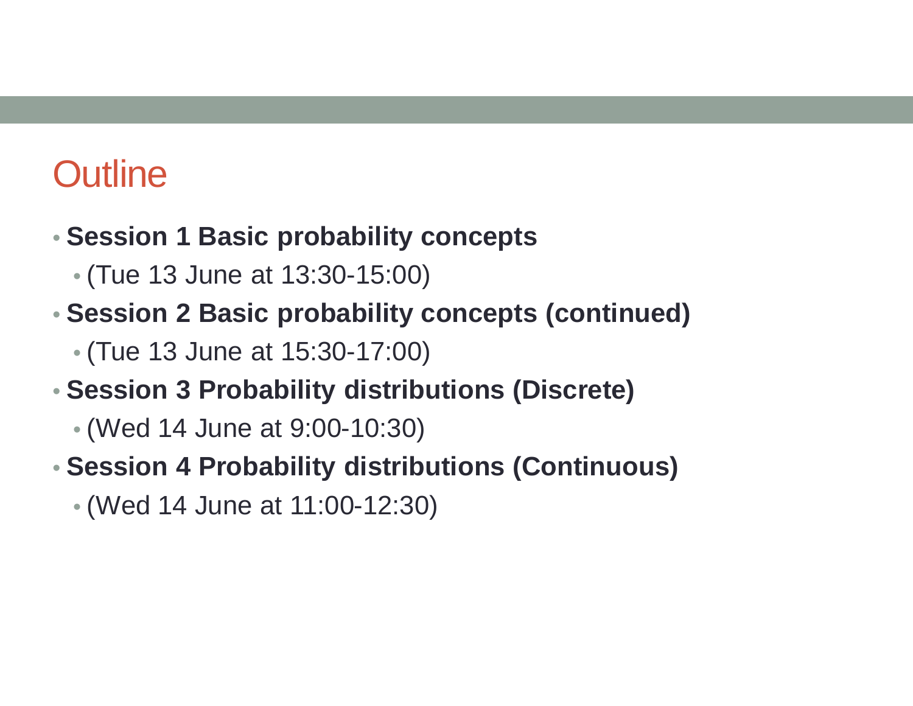# Outline

- **Session 1 Basic probability concepts**
  - (Tue 13 June at 13:30-15:00)
- **Session 2 Basic probability concepts (continued)**
  - (Tue 13 June at 15:30-17:00)
- **Session 3 Probability distributions (Discrete)**
  - (Wed 14 June at 9:00-10:30)
- **Session 4 Probability distributions (Continuous)**
  - (Wed 14 June at 11:00-12:30)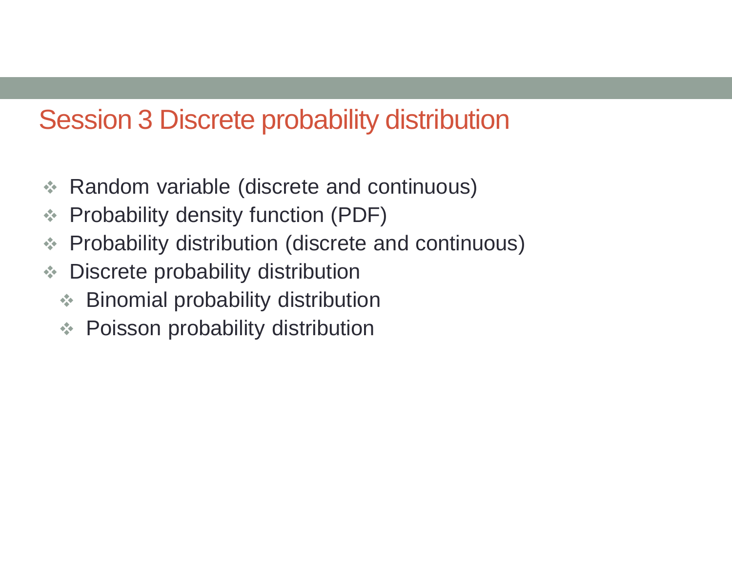# Session 3 Discrete probability distribution

- Random variable (discrete and continuous)
- Probability density function (PDF)
- Probability distribution (discrete and continuous)
- Discrete probability distribution
  - Binomial probability distribution
  - Poisson probability distribution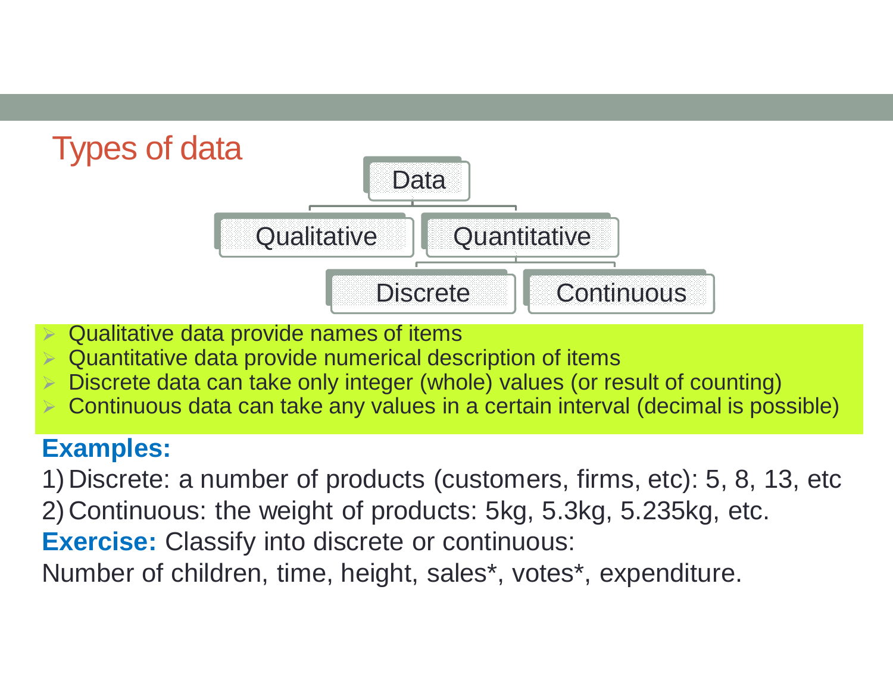# Types of data

- Data
  - Qualitative
  - Quantitative
    - Discrete
    - Continuous

- Qualitative data provide names of items
- Quantitative data provide numerical description of items
- Discrete data can take only integer (whole) values (or result of counting)
- Continuous data can take any values in a certain interval (decimal is possible)

**Examples:**

1) Discrete: a number of products (customers, firms, etc): 5, 8, 13, etc
2) Continuous: the weight of products: 5kg, 5.3kg, 5.235kg, etc.

**Exercise:** Classify into discrete or continuous:

Number of children, time, height, sales*, votes*, expenditure.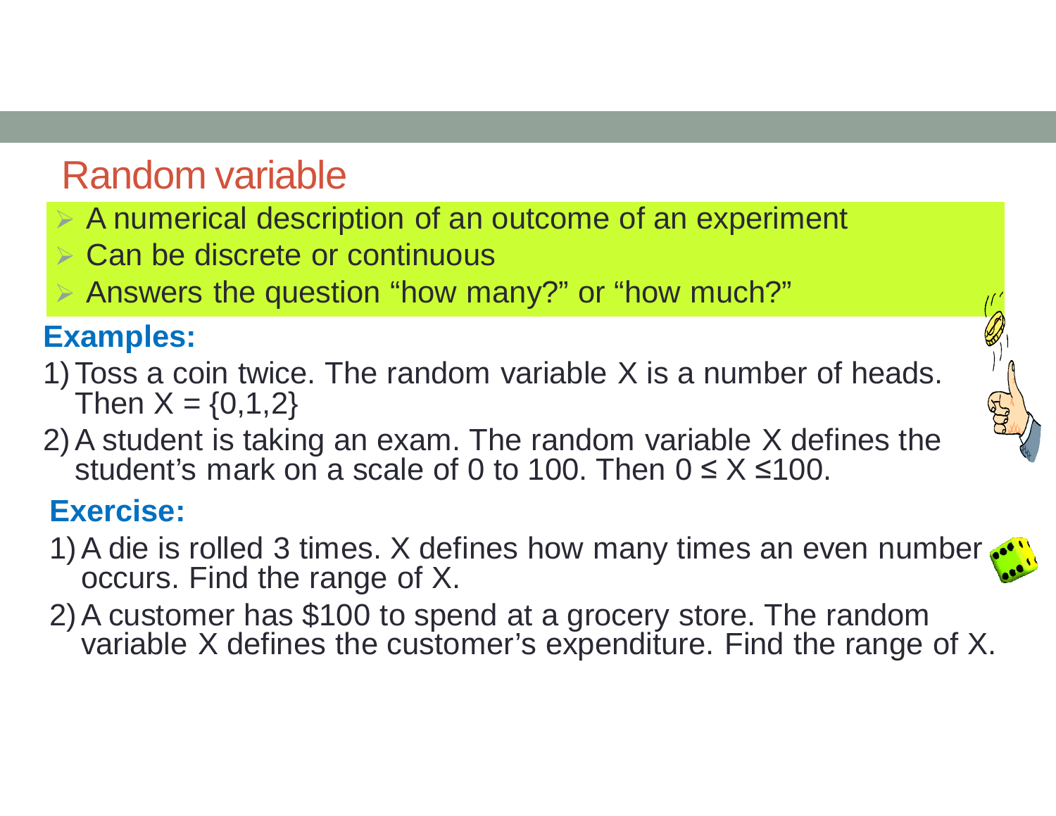# Random variable

- A numerical description of an outcome of an experiment
- Can be discrete or continuous
- Answers the question "how many?" or "how much?"

**Examples:**

1) Toss a coin twice. The random variable X is a number of heads. Then $X = \{0,1,2\}$
2) A student is taking an exam. The random variable X defines the student's mark on a scale of 0 to 100. Then $0 \leq X \leq 100$.

**Exercise:**

1) A die is rolled 3 times. X defines how many times an even number occurs. Find the range of X.
2) A customer has $100 to spend at a grocery store. The random variable X defines the customer's expenditure. Find the range of X.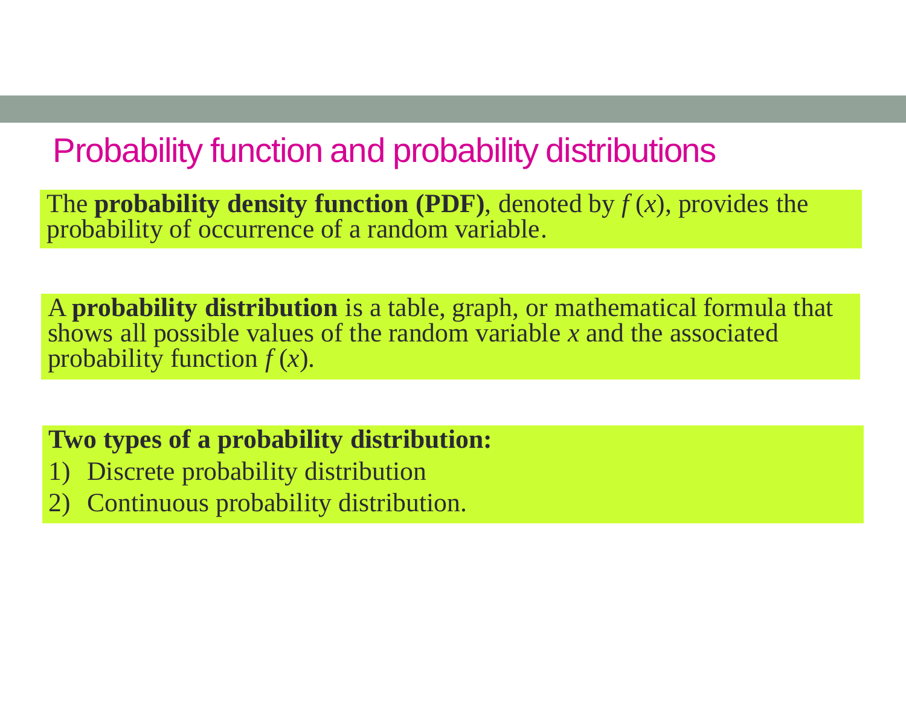# Probability function and probability distributions

The **probability density function (PDF)**, denoted by $f(x)$, provides the probability of occurrence of a random variable.

A **probability distribution** is a table, graph, or mathematical formula that shows all possible values of the random variable $x$ and the associated probability function $f(x)$.

**Two types of a probability distribution:**

1) Discrete probability distribution
2) Continuous probability distribution.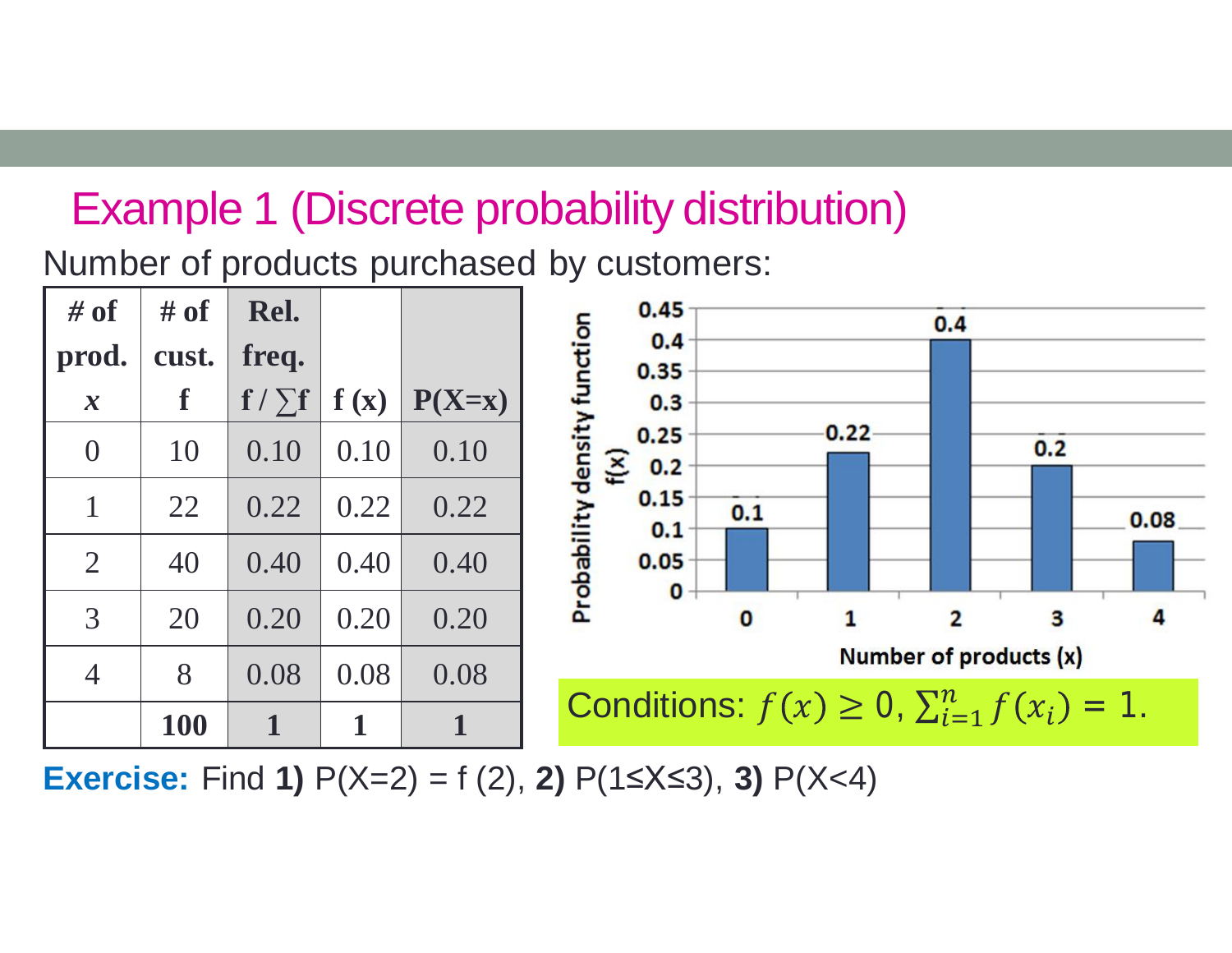## Example 1 (Discrete probability distribution)

Number of products purchased by customers:

| # of prod. $x$ | # of cust. f | Rel. freq. $f / \sum f$ | f (x) | P(X=x) |
|---|---|---|---|---|
| 0 | 10 | 0.10 | 0.10 | 0.10 |
| 1 | 22 | 0.22 | 0.22 | 0.22 |
| 2 | 40 | 0.40 | 0.40 | 0.40 |
| 3 | 20 | 0.20 | 0.20 | 0.20 |
| 4 | 8 | 0.08 | 0.08 | 0.08 |
| | **100** | **1** | **1** | **1** |

Conditions: $f(x) \geq 0$, $\sum_{i=1}^{n} f(x_i) = 1$.

**Exercise:** Find **1)** P(X=2) = f (2), **2)** P(1≤X≤3), **3)** P(X<4)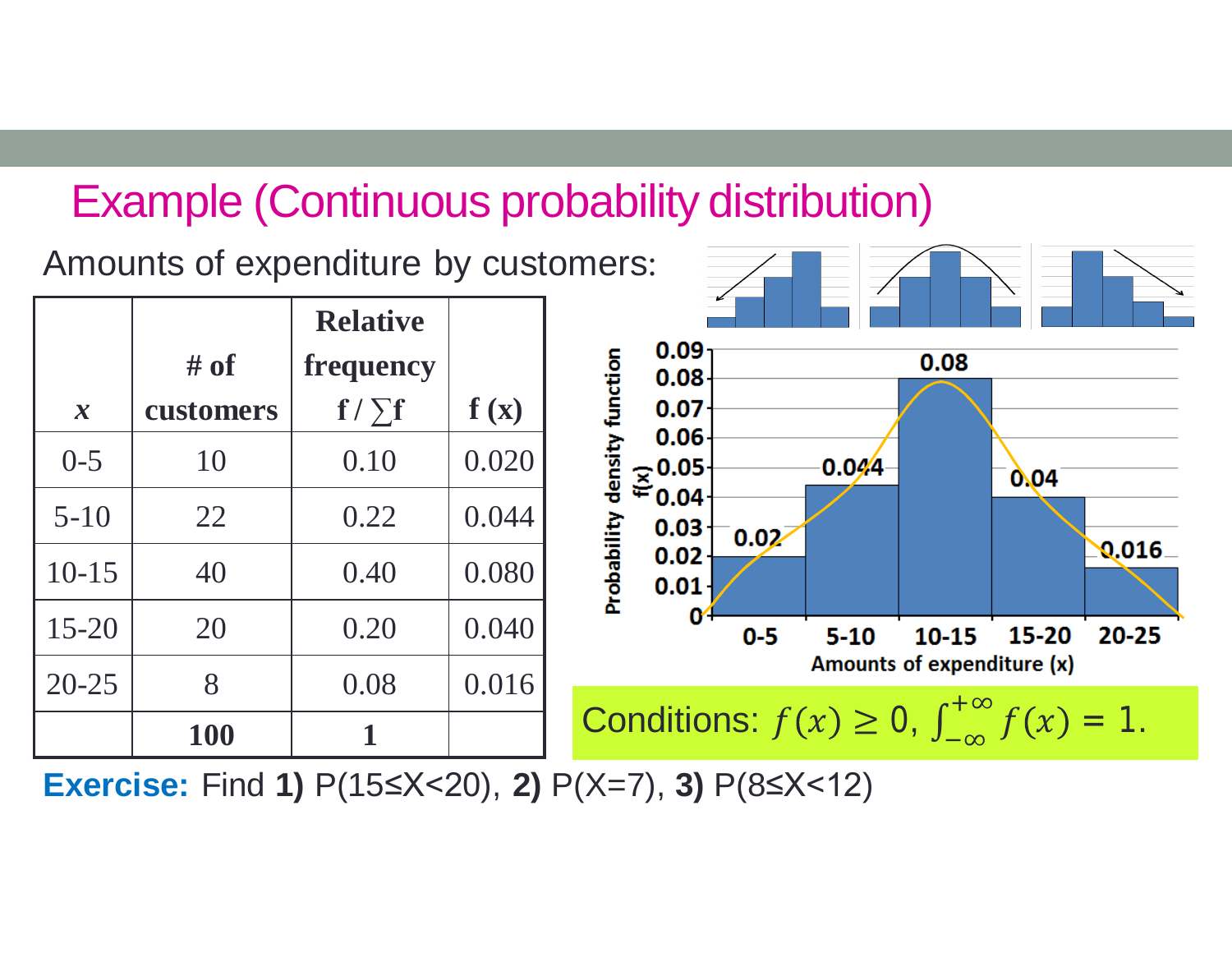## Example (Continuous probability distribution)

Amounts of expenditure by customers:

| $x$ | # of customers | Relative frequency $f / \sum f$ | f (x) |
|---|---|---|---|
| 0-5 | 10 | 0.10 | 0.020 |
| 5-10 | 22 | 0.22 | 0.044 |
| 10-15 | 40 | 0.40 | 0.080 |
| 15-20 | 20 | 0.20 | 0.040 |
| 20-25 | 8 | 0.08 | 0.016 |
| | **100** | **1** | |

Conditions: $f(x) \geq 0$, $\int_{-\infty}^{+\infty} f(x) = 1$.

**Exercise:** Find **1)** P(15≤X<20), **2)** P(X=7), **3)** P(8≤X<12)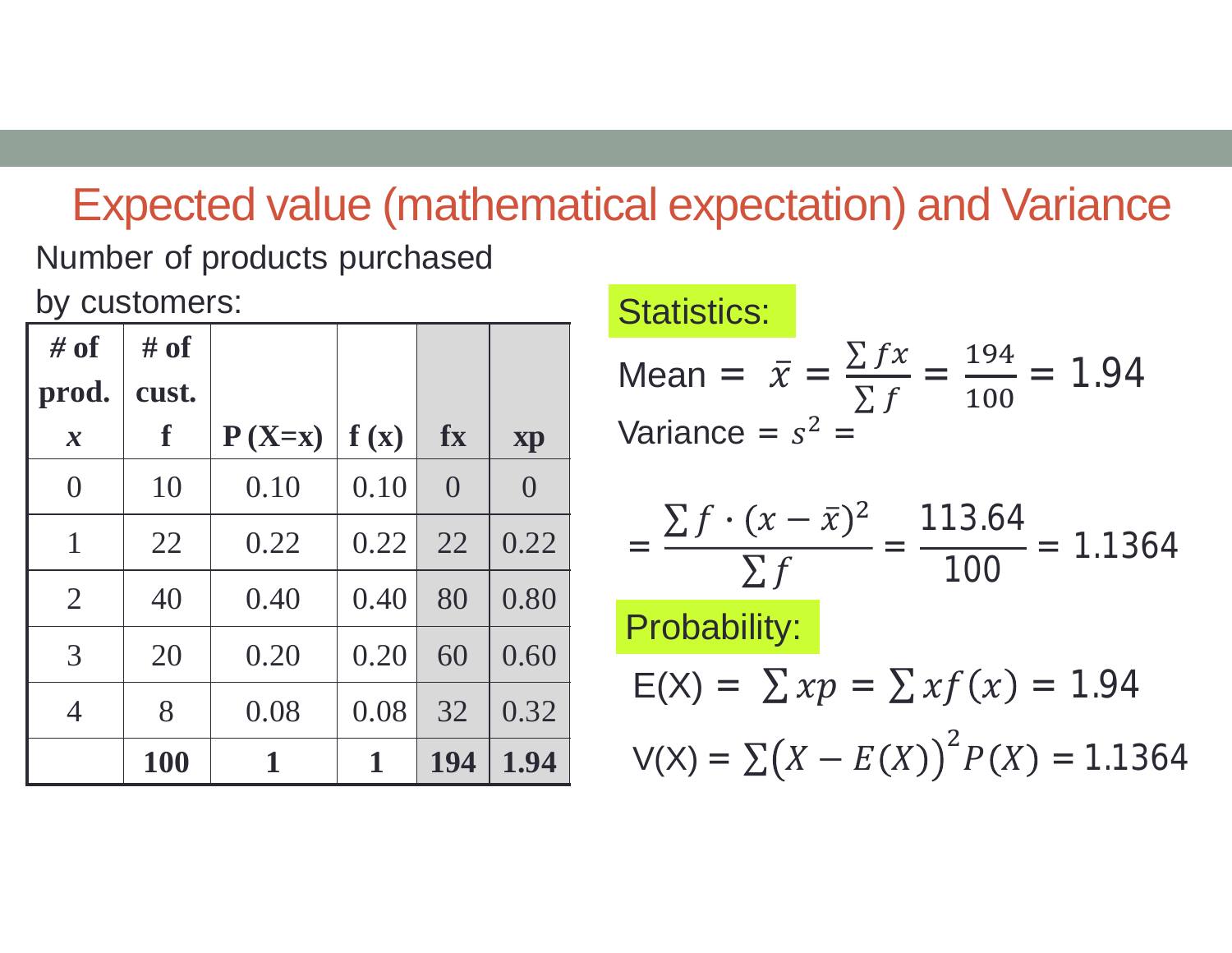# Expected value (mathematical expectation) and Variance

Number of products purchased by customers:

| # of prod. $x$ | # of cust. f | P (X=x) | f (x) | fx | xp |
|---|---|---|---|---|---|
| 0 | 10 | 0.10 | 0.10 | 0 | 0 |
| 1 | 22 | 0.22 | 0.22 | 22 | 0.22 |
| 2 | 40 | 0.40 | 0.40 | 80 | 0.80 |
| 3 | 20 | 0.20 | 0.20 | 60 | 0.60 |
| 4 | 8 | 0.08 | 0.08 | 32 | 0.32 |
| | **100** | **1** | **1** | **194** | **1.94** |

**Statistics:**

Mean = $\bar{x} = \frac{\sum fx}{\sum f} = \frac{194}{100} = 1.94$

Variance = $s^2 =$

$$= \frac{\sum f \cdot (x - \bar{x})^2}{\sum f} = \frac{113.64}{100} = 1.1364$$

**Probability:**

$E(X) = \sum xp = \sum x f(x) = 1.94$

$V(X) = \sum \left(X - E(X)\right)^2 P(X) = 1.1364$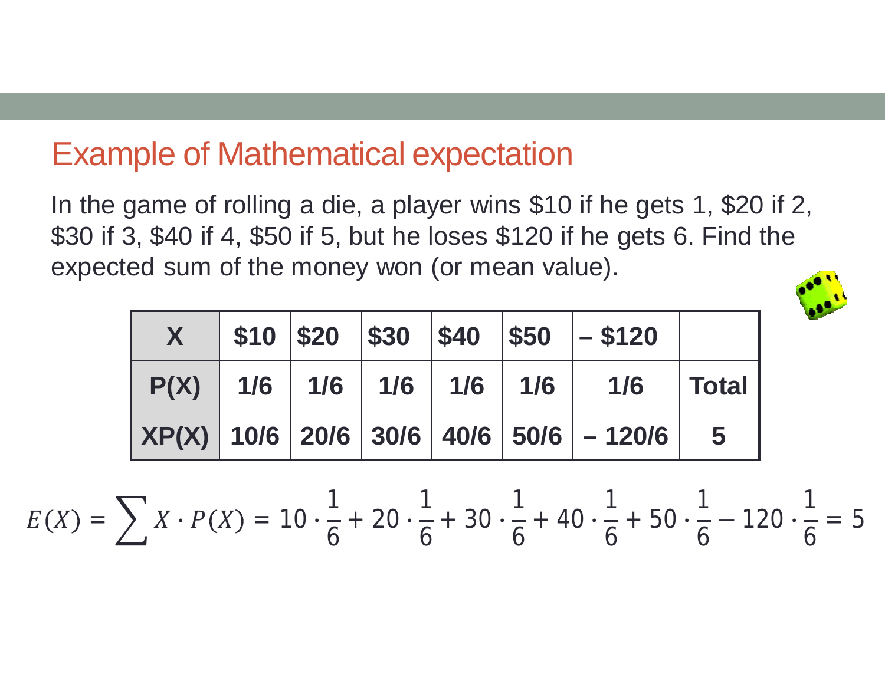## Example of Mathematical expectation

In the game of rolling a die, a player wins \$10 if he gets 1, \$20 if 2, \$30 if 3, \$40 if 4, \$50 if 5, but he loses \$120 if he gets 6. Find the expected sum of the money won (or mean value).

| X | \$10 | \$20 | \$30 | \$40 | \$50 | – \$120 | |
|---|---|---|---|---|---|---|---|
| P(X) | 1/6 | 1/6 | 1/6 | 1/6 | 1/6 | 1/6 | Total |
| XP(X) | 10/6 | 20/6 | 30/6 | 40/6 | 50/6 | – 120/6 | 5 |

$$E(X) = \sum X \cdot P(X) = 10 \cdot \frac{1}{6} + 20 \cdot \frac{1}{6} + 30 \cdot \frac{1}{6} + 40 \cdot \frac{1}{6} + 50 \cdot \frac{1}{6} - 120 \cdot \frac{1}{6} = 5$$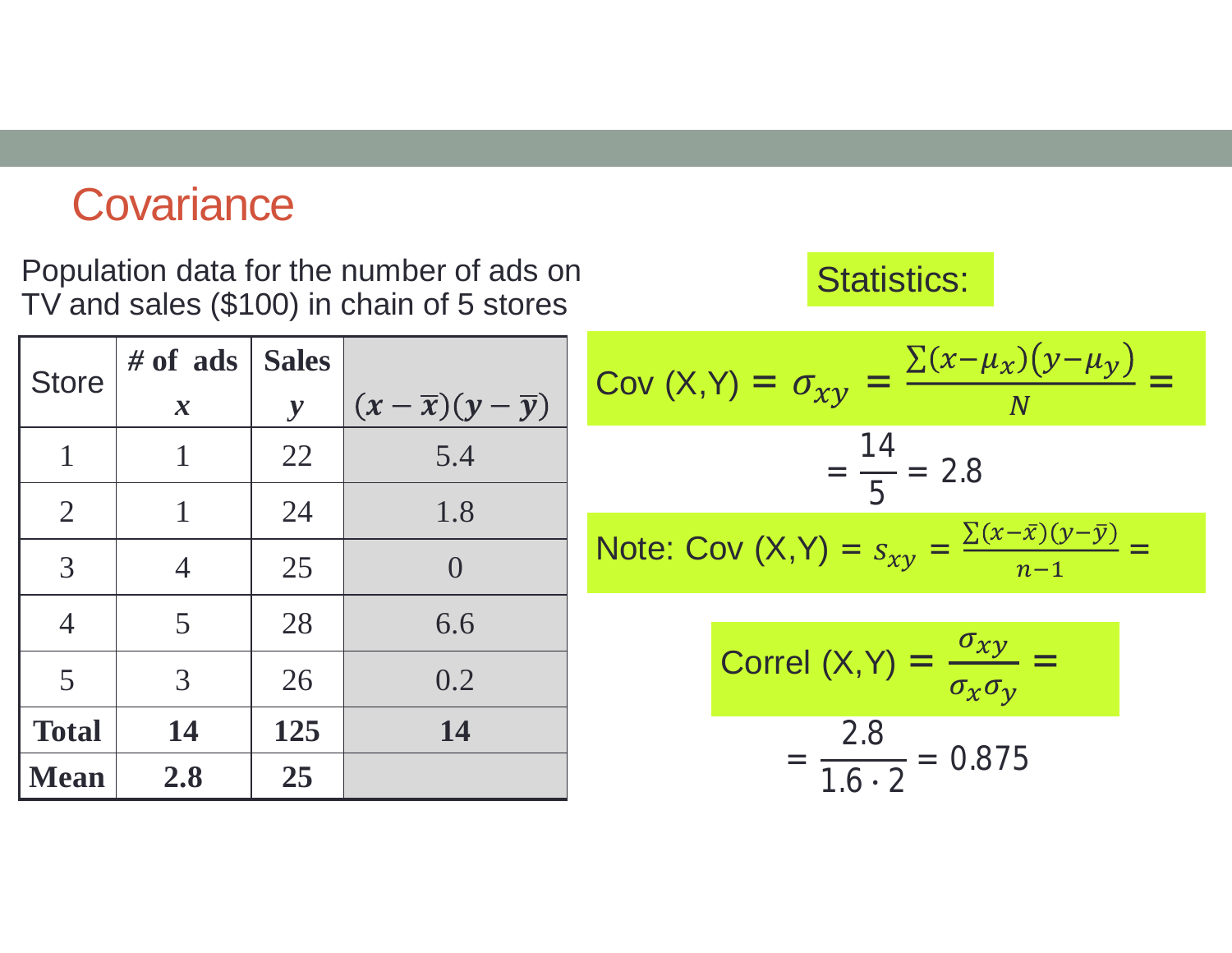# Covariance

Population data for the number of ads on TV and sales ($100) in chain of 5 stores

| Store | # of ads $x$ | Sales $y$ | $(x-\bar{x})(y-\bar{y})$ |
|---|---|---|---|
| 1 | 1 | 22 | 5.4 |
| 2 | 1 | 24 | 1.8 |
| 3 | 4 | 25 | 0 |
| 4 | 5 | 28 | 6.6 |
| 5 | 3 | 26 | 0.2 |
| **Total** | **14** | **125** | **14** |
| **Mean** | **2.8** | **25** | |

Statistics:

$$\text{Cov (X,Y)} = \sigma_{xy} = \frac{\sum(x-\mu_x)(y-\mu_y)}{N} =$$

$$= \frac{14}{5} = 2.8$$

Note: $\text{Cov (X,Y)} = s_{xy} = \frac{\sum(x-\bar{x})(y-\bar{y})}{n-1} =$

$$\text{Correl (X,Y)} = \frac{\sigma_{xy}}{\sigma_x \sigma_y} =$$

$$= \frac{2.8}{1.6 \cdot 2} = 0.875$$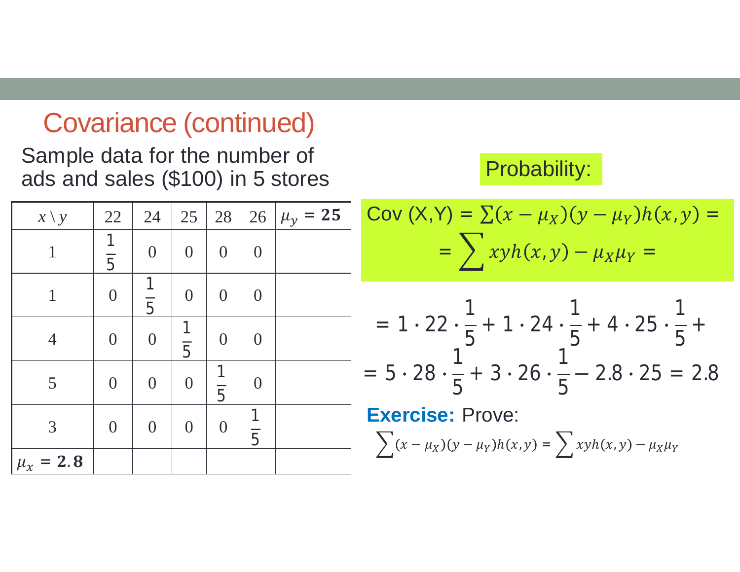## Covariance (continued)

Sample data for the number of ads and sales ($100) in 5 stores

| $x \setminus y$ | 22 | 24 | 25 | 28 | 26 | $\mu_y = \mathbf{25}$ |
|---|---|---|---|---|---|---|
| 1 | $\frac{1}{5}$ | 0 | 0 | 0 | 0 | |
| 1 | 0 | $\frac{1}{5}$ | 0 | 0 | 0 | |
| 4 | 0 | 0 | $\frac{1}{5}$ | 0 | 0 | |
| 5 | 0 | 0 | 0 | $\frac{1}{5}$ | 0 | |
| 3 | 0 | 0 | 0 | 0 | $\frac{1}{5}$ | |
| $\mu_x = \mathbf{2.8}$ | | | | | | |

Probability:

$$\text{Cov}(X,Y) = \sum (x-\mu_X)(y-\mu_Y)h(x,y) =$$

$$= \sum xyh(x,y) - \mu_X\mu_Y =$$

$$= 1 \cdot 22 \cdot \frac{1}{5} + 1 \cdot 24 \cdot \frac{1}{5} + 4 \cdot 25 \cdot \frac{1}{5} +$$

$$= 5 \cdot 28 \cdot \frac{1}{5} + 3 \cdot 26 \cdot \frac{1}{5} - 2.8 \cdot 25 = 2.8$$

**Exercise:** Prove:

$$\sum (x-\mu_X)(y-\mu_Y)h(x,y) = \sum xyh(x,y) - \mu_X\mu_Y$$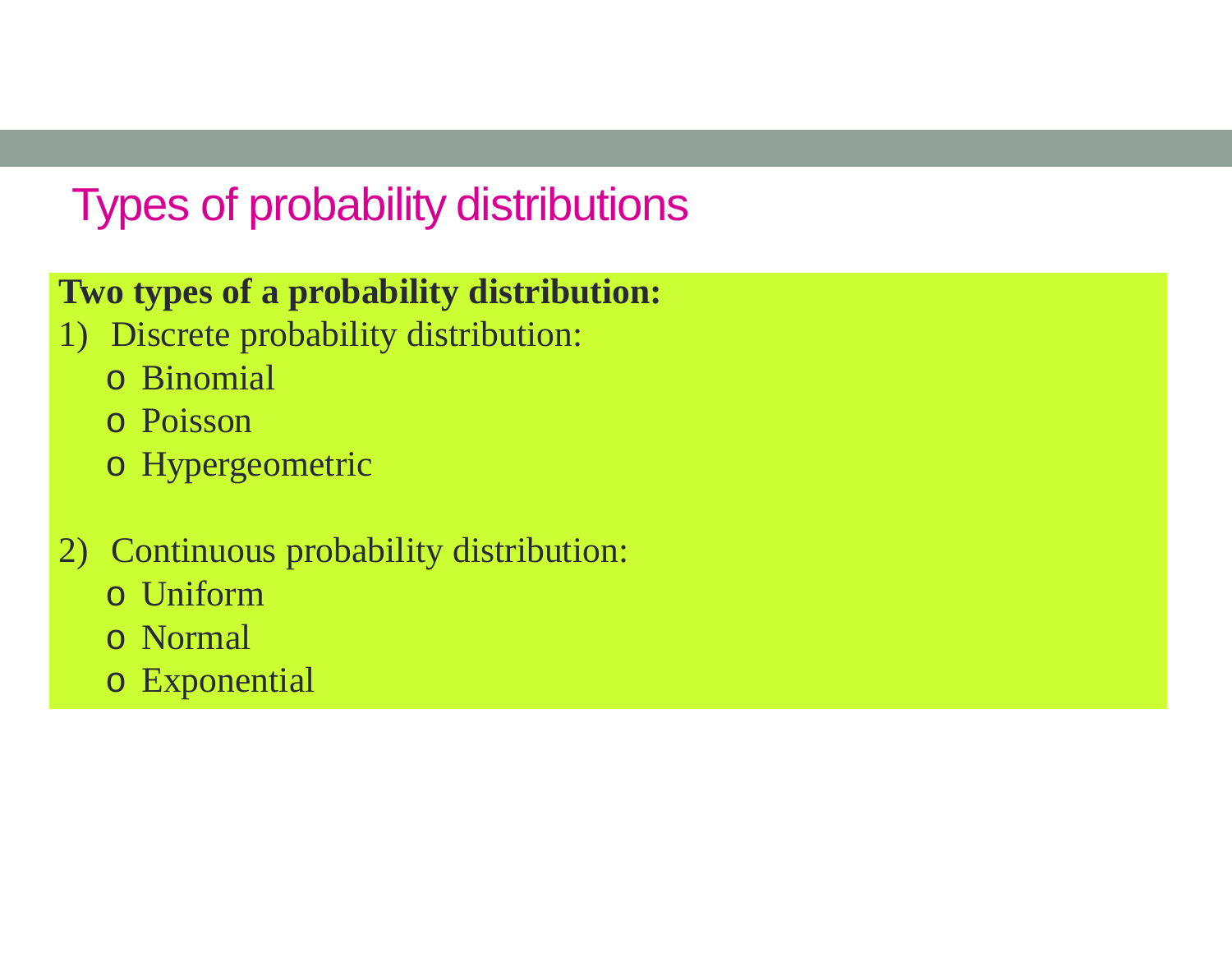# Types of probability distributions

**Two types of a probability distribution:**

1) Discrete probability distribution:
   - Binomial
   - Poisson
   - Hypergeometric

2) Continuous probability distribution:
   - Uniform
   - Normal
   - Exponential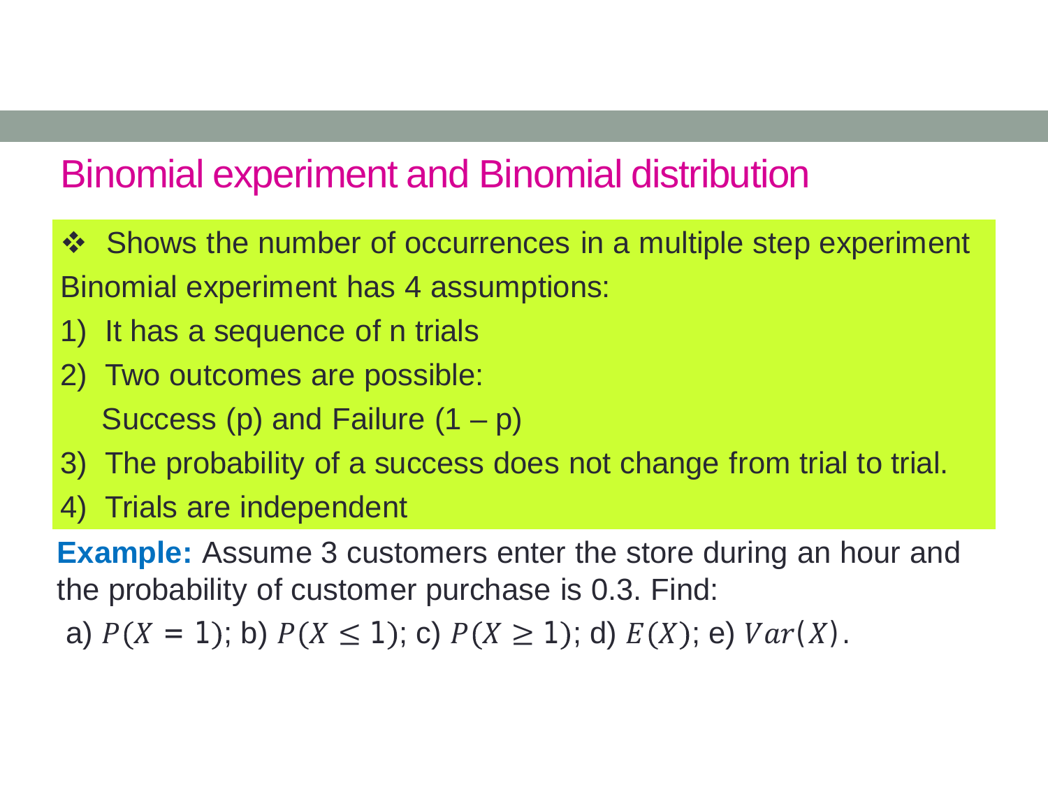## Binomial experiment and Binomial distribution

- Shows the number of occurrences in a multiple step experiment

Binomial experiment has 4 assumptions:

1) It has a sequence of n trials
2) Two outcomes are possible:
   Success (p) and Failure (1 – p)
3) The probability of a success does not change from trial to trial.
4) Trials are independent

**Example:** Assume 3 customers enter the store during an hour and the probability of customer purchase is 0.3. Find:

a) $P(X = 1)$; b) $P(X \leq 1)$; c) $P(X \geq 1)$; d) $E(X)$; e) $Var(X)$.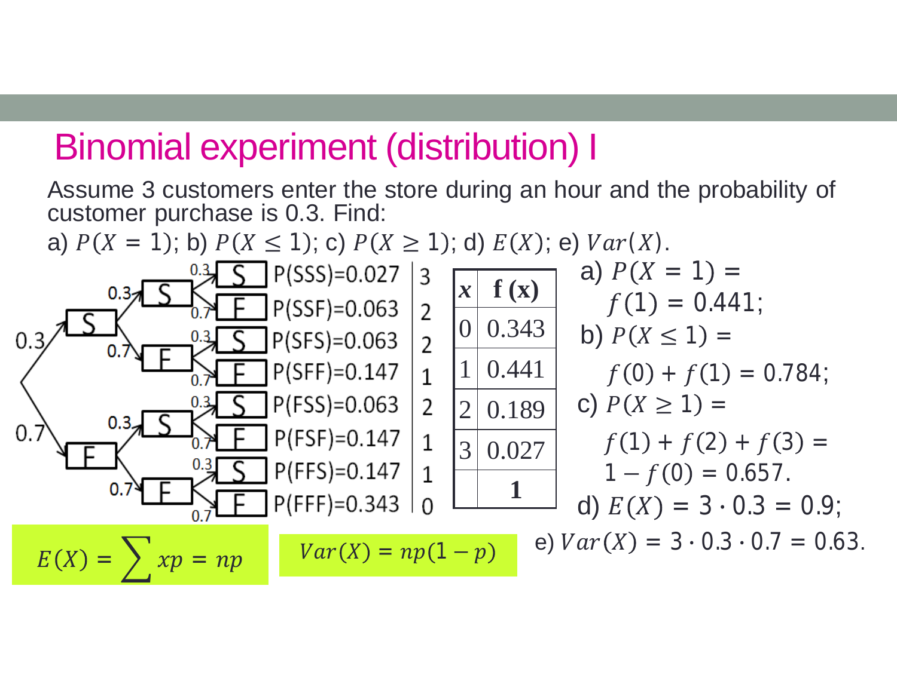# Binomial experiment (distribution) I

Assume 3 customers enter the store during an hour and the probability of customer purchase is 0.3. Find:

a) $P(X = 1)$; b) $P(X \leq 1)$; c) $P(X \geq 1)$; d) $E(X)$; e) $Var(X)$.

| Outcome | Probability | $X$ |
|---|---|---|
| SSS | P(SSS)=0.027 | 3 |
| SSF | P(SSF)=0.063 | 2 |
| SFS | P(SFS)=0.063 | 2 |
| SFF | P(SFF)=0.147 | 1 |
| FSS | P(FSS)=0.063 | 2 |
| FSF | P(FSF)=0.147 | 1 |
| FFS | P(FFS)=0.147 | 1 |
| FFF | P(FFF)=0.343 | 0 |

(Tree diagram branches: S with probability 0.3, F with probability 0.7 at each stage.)

| $x$ | f (x) |
|---|---|
| 0 | 0.343 |
| 1 | 0.441 |
| 2 | 0.189 |
| 3 | 0.027 |
| | 1 |

a) $P(X = 1) = f(1) = 0.441$;

b) $P(X \leq 1) = f(0) + f(1) = 0.784$;

c) $P(X \geq 1) = f(1) + f(2) + f(3) = 1 - f(0) = 0.657$.

d) $E(X) = 3 \cdot 0.3 = 0.9$;

e) $Var(X) = 3 \cdot 0.3 \cdot 0.7 = 0.63$.

$$E(X) = \sum xp = np$$

$$Var(X) = np(1-p)$$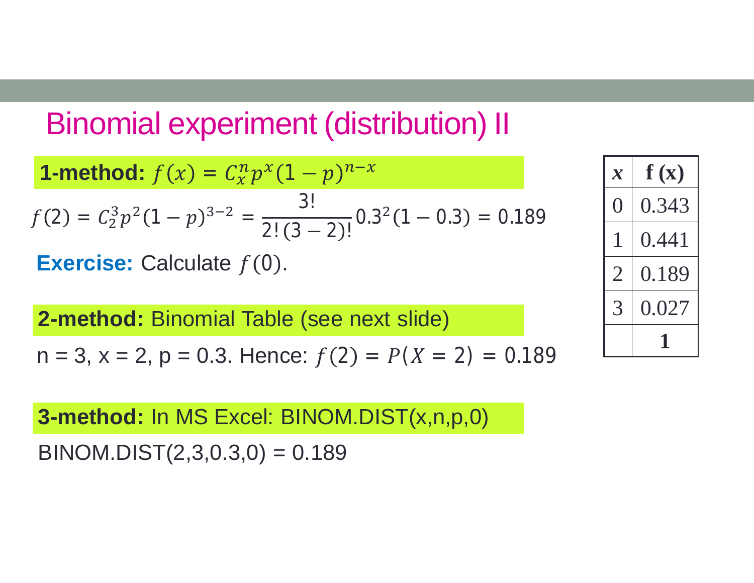# Binomial experiment (distribution) II

**1-method:** $f(x) = C_x^n p^x (1-p)^{n-x}$

$$f(2) = C_2^3 p^2 (1-p)^{3-2} = \frac{3!}{2!(3-2)!} 0.3^2 (1 - 0.3) = 0.189$$

**Exercise:** Calculate $f(0)$.

**2-method:** Binomial Table (see next slide)

n = 3, x = 2, p = 0.3. Hence: $f(2) = P(X = 2) = 0.189$

**3-method:** In MS Excel: BINOM.DIST(x,n,p,0)

BINOM.DIST(2,3,0.3,0) = 0.189

| *x* | **f (x)** |
|---|---|
| 0 | 0.343 |
| 1 | 0.441 |
| 2 | 0.189 |
| 3 | 0.027 |
| | **1** |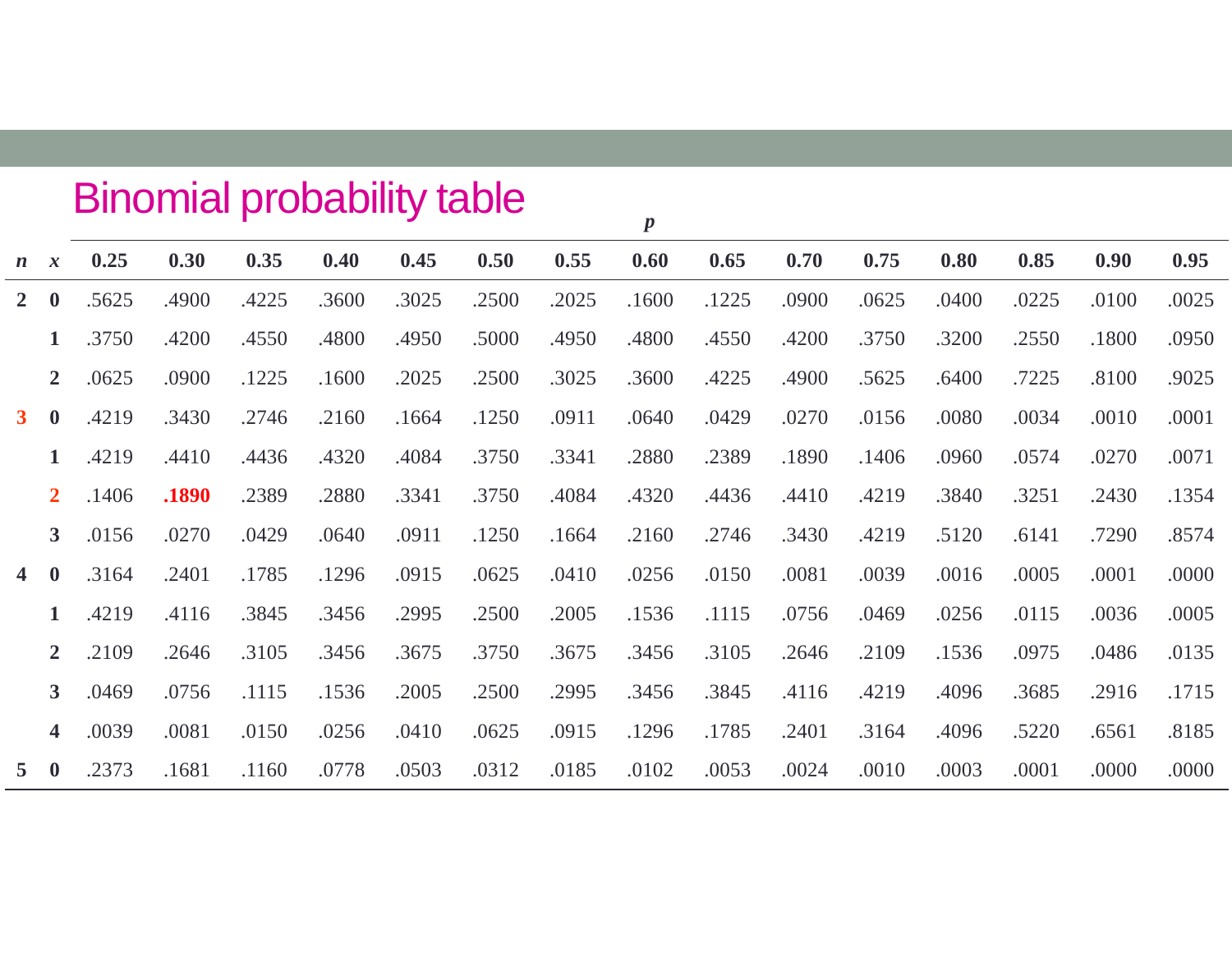# Binomial probability table

| | | *p* | | | | | | | | | | | | | | |
|---|---|---|---|---|---|---|---|---|---|---|---|---|---|---|---|---|
| ***n*** | ***x*** | **0.25** | **0.30** | **0.35** | **0.40** | **0.45** | **0.50** | **0.55** | **0.60** | **0.65** | **0.70** | **0.75** | **0.80** | **0.85** | **0.90** | **0.95** |
| **2** | **0** | .5625 | .4900 | .4225 | .3600 | .3025 | .2500 | .2025 | .1600 | .1225 | .0900 | .0625 | .0400 | .0225 | .0100 | .0025 |
| | **1** | .3750 | .4200 | .4550 | .4800 | .4950 | .5000 | .4950 | .4800 | .4550 | .4200 | .3750 | .3200 | .2550 | .1800 | .0950 |
| | **2** | .0625 | .0900 | .1225 | .1600 | .2025 | .2500 | .3025 | .3600 | .4225 | .4900 | .5625 | .6400 | .7225 | .8100 | .9025 |
| **3** | **0** | .4219 | .3430 | .2746 | .2160 | .1664 | .1250 | .0911 | .0640 | .0429 | .0270 | .0156 | .0080 | .0034 | .0010 | .0001 |
| | **1** | .4219 | .4410 | .4436 | .4320 | .4084 | .3750 | .3341 | .2880 | .2389 | .1890 | .1406 | .0960 | .0574 | .0270 | .0071 |
| | **2** | .1406 | **.1890** | .2389 | .2880 | .3341 | .3750 | .4084 | .4320 | .4436 | .4410 | .4219 | .3840 | .3251 | .2430 | .1354 |
| | **3** | .0156 | .0270 | .0429 | .0640 | .0911 | .1250 | .1664 | .2160 | .2746 | .3430 | .4219 | .5120 | .6141 | .7290 | .8574 |
| **4** | **0** | .3164 | .2401 | .1785 | .1296 | .0915 | .0625 | .0410 | .0256 | .0150 | .0081 | .0039 | .0016 | .0005 | .0001 | .0000 |
| | **1** | .4219 | .4116 | .3845 | .3456 | .2995 | .2500 | .2005 | .1536 | .1115 | .0756 | .0469 | .0256 | .0115 | .0036 | .0005 |
| | **2** | .2109 | .2646 | .3105 | .3456 | .3675 | .3750 | .3675 | .3456 | .3105 | .2646 | .2109 | .1536 | .0975 | .0486 | .0135 |
| | **3** | .0469 | .0756 | .1115 | .1536 | .2005 | .2500 | .2995 | .3456 | .3845 | .4116 | .4219 | .4096 | .3685 | .2916 | .1715 |
| | **4** | .0039 | .0081 | .0150 | .0256 | .0410 | .0625 | .0915 | .1296 | .1785 | .2401 | .3164 | .4096 | .5220 | .6561 | .8185 |
| **5** | **0** | .2373 | .1681 | .1160 | .0778 | .0503 | .0312 | .0185 | .0102 | .0053 | .0024 | .0010 | .0003 | .0001 | .0000 | .0000 |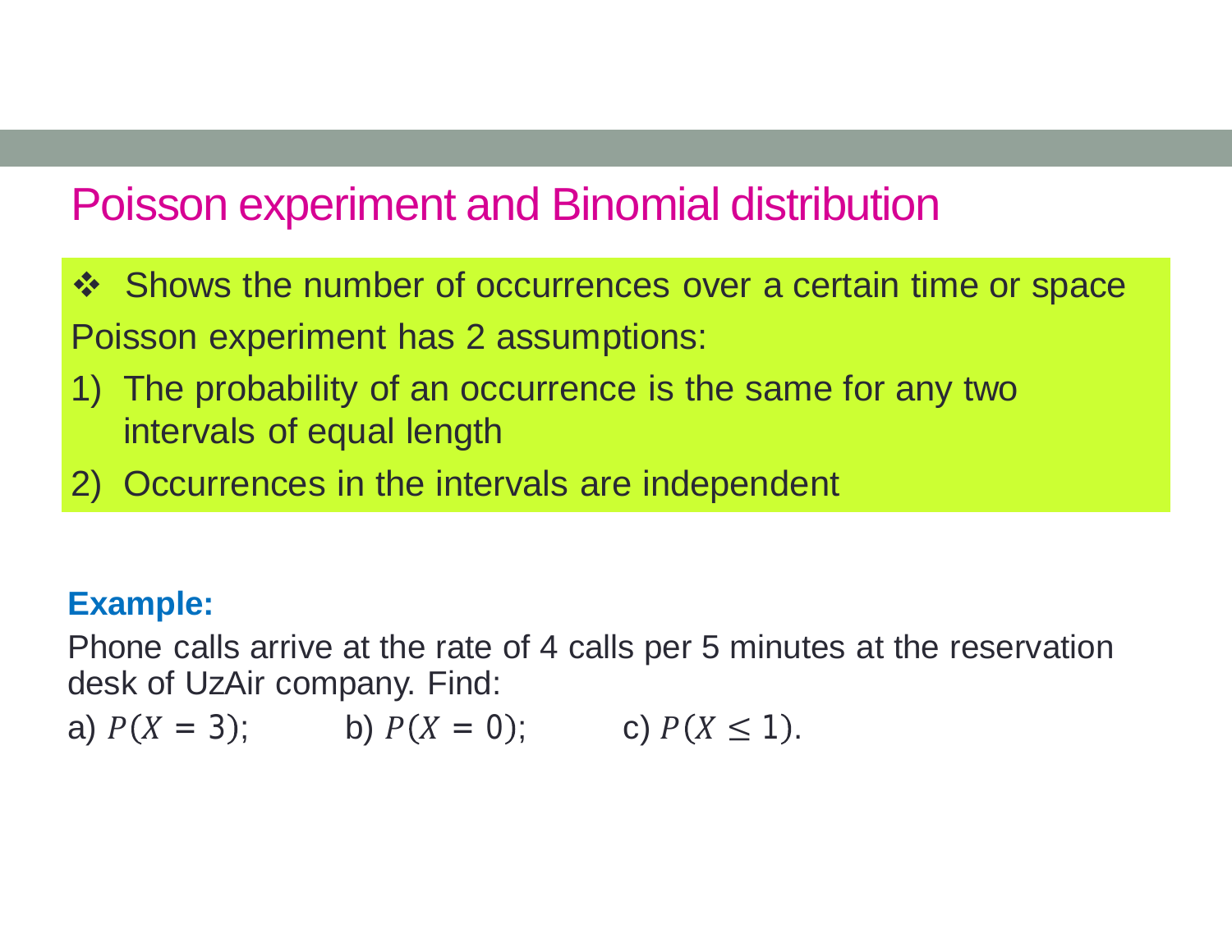# Poisson experiment and Binomial distribution

- Shows the number of occurrences over a certain time or space

Poisson experiment has 2 assumptions:

1) The probability of an occurrence is the same for any two intervals of equal length
2) Occurrences in the intervals are independent

**Example:**

Phone calls arrive at the rate of 4 calls per 5 minutes at the reservation desk of UzAir company. Find:

a) $P(X = 3)$; b) $P(X = 0)$; c) $P(X \leq 1)$.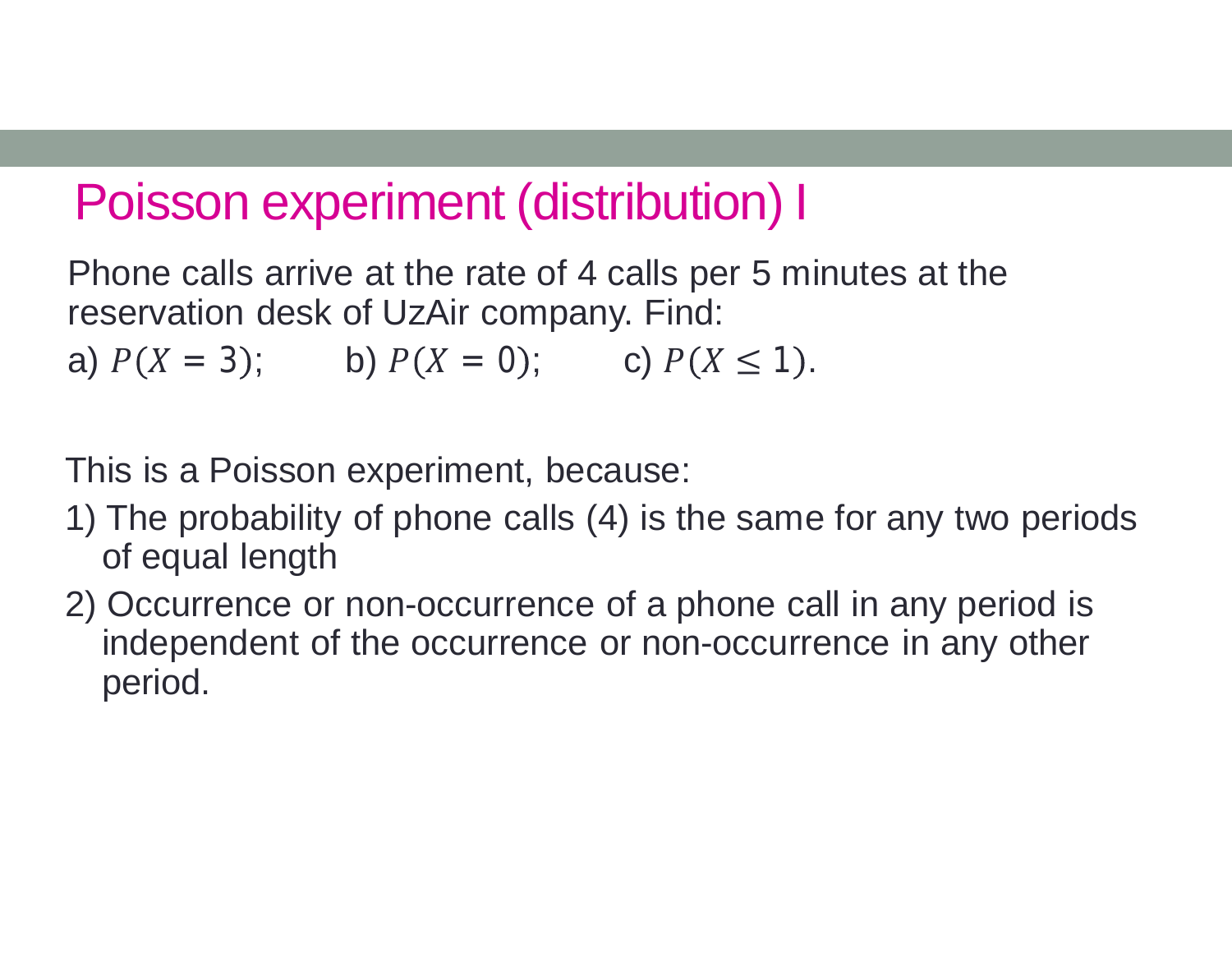# Poisson experiment (distribution) I

Phone calls arrive at the rate of 4 calls per 5 minutes at the reservation desk of UzAir company. Find:

a) $P(X = 3)$; b) $P(X = 0)$; c) $P(X \leq 1)$.

This is a Poisson experiment, because:

1) The probability of phone calls (4) is the same for any two periods of equal length
2) Occurrence or non-occurrence of a phone call in any period is independent of the occurrence or non-occurrence in any other period.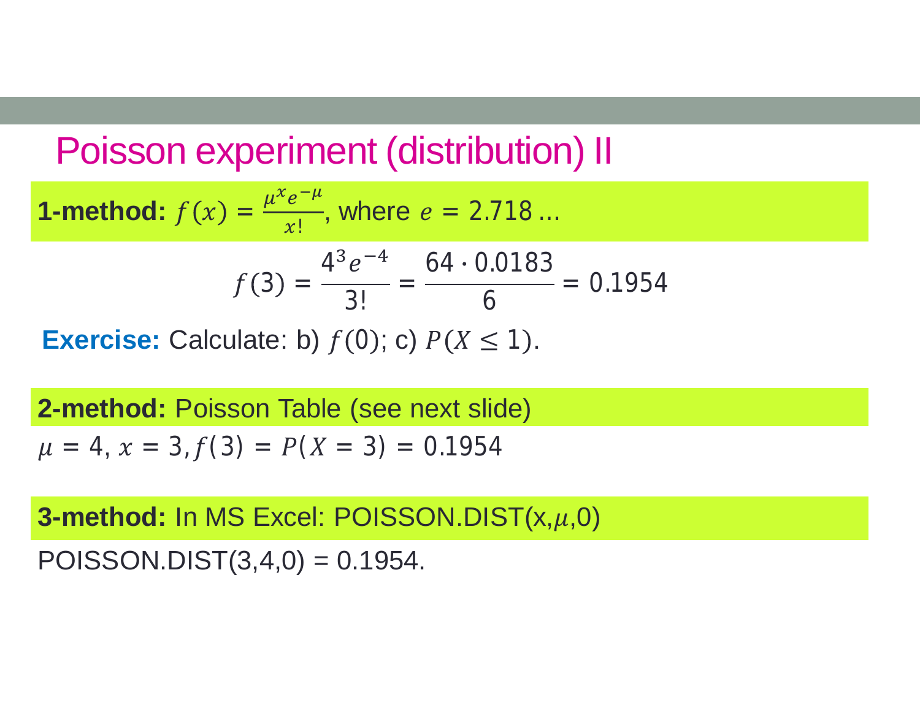# Poisson experiment (distribution) II

**1-method:** $f(x) = \frac{\mu^x e^{-\mu}}{x!}$, where $e = 2.718\ldots$

$$f(3) = \frac{4^3 e^{-4}}{3!} = \frac{64 \cdot 0.0183}{6} = 0.1954$$

**Exercise:** Calculate: b) $f(0)$; c) $P(X \leq 1)$.

**2-method:** Poisson Table (see next slide)

$\mu = 4$, $x = 3$, $f(3) = P(X = 3) = 0.1954$

**3-method:** In MS Excel: POISSON.DIST(x,$\mu$,0)

POISSON.DIST(3,4,0) = 0.1954.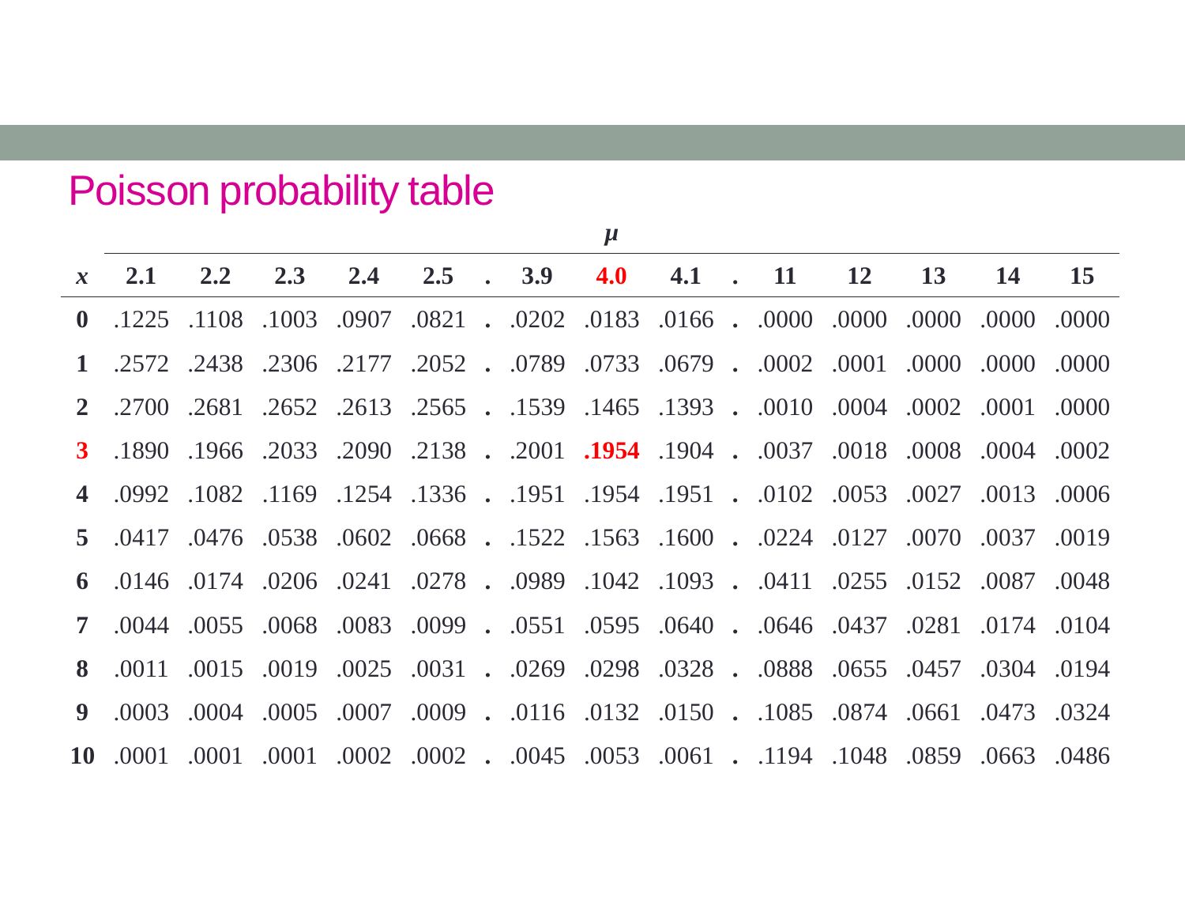# Poisson probability table

| | $\mu$ | | | | | | | | | | | | | | | |
|---|---|---|---|---|---|---|---|---|---|---|---|---|---|---|---|---|
| $x$ | **2.1** | **2.2** | **2.3** | **2.4** | **2.5** | . | **3.9** | **4.0** | **4.1** | . | **11** | **12** | **13** | **14** | **15** |
| **0** | .1225 | .1108 | .1003 | .0907 | .0821 | . | .0202 | .0183 | .0166 | . | .0000 | .0000 | .0000 | .0000 | .0000 |
| **1** | .2572 | .2438 | .2306 | .2177 | .2052 | . | .0789 | .0733 | .0679 | . | .0002 | .0001 | .0000 | .0000 | .0000 |
| **2** | .2700 | .2681 | .2652 | .2613 | .2565 | . | .1539 | .1465 | .1393 | . | .0010 | .0004 | .0002 | .0001 | .0000 |
| **3** | .1890 | .1966 | .2033 | .2090 | .2138 | . | .2001 | **.1954** | .1904 | . | .0037 | .0018 | .0008 | .0004 | .0002 |
| **4** | .0992 | .1082 | .1169 | .1254 | .1336 | . | .1951 | .1954 | .1951 | . | .0102 | .0053 | .0027 | .0013 | .0006 |
| **5** | .0417 | .0476 | .0538 | .0602 | .0668 | . | .1522 | .1563 | .1600 | . | .0224 | .0127 | .0070 | .0037 | .0019 |
| **6** | .0146 | .0174 | .0206 | .0241 | .0278 | . | .0989 | .1042 | .1093 | . | .0411 | .0255 | .0152 | .0087 | .0048 |
| **7** | .0044 | .0055 | .0068 | .0083 | .0099 | . | .0551 | .0595 | .0640 | . | .0646 | .0437 | .0281 | .0174 | .0104 |
| **8** | .0011 | .0015 | .0019 | .0025 | .0031 | . | .0269 | .0298 | .0328 | . | .0888 | .0655 | .0457 | .0304 | .0194 |
| **9** | .0003 | .0004 | .0005 | .0007 | .0009 | . | .0116 | .0132 | .0150 | . | .1085 | .0874 | .0661 | .0473 | .0324 |
| **10** | .0001 | .0001 | .0001 | .0002 | .0002 | . | .0045 | .0053 | .0061 | . | .1194 | .1048 | .0859 | .0663 | .0486 |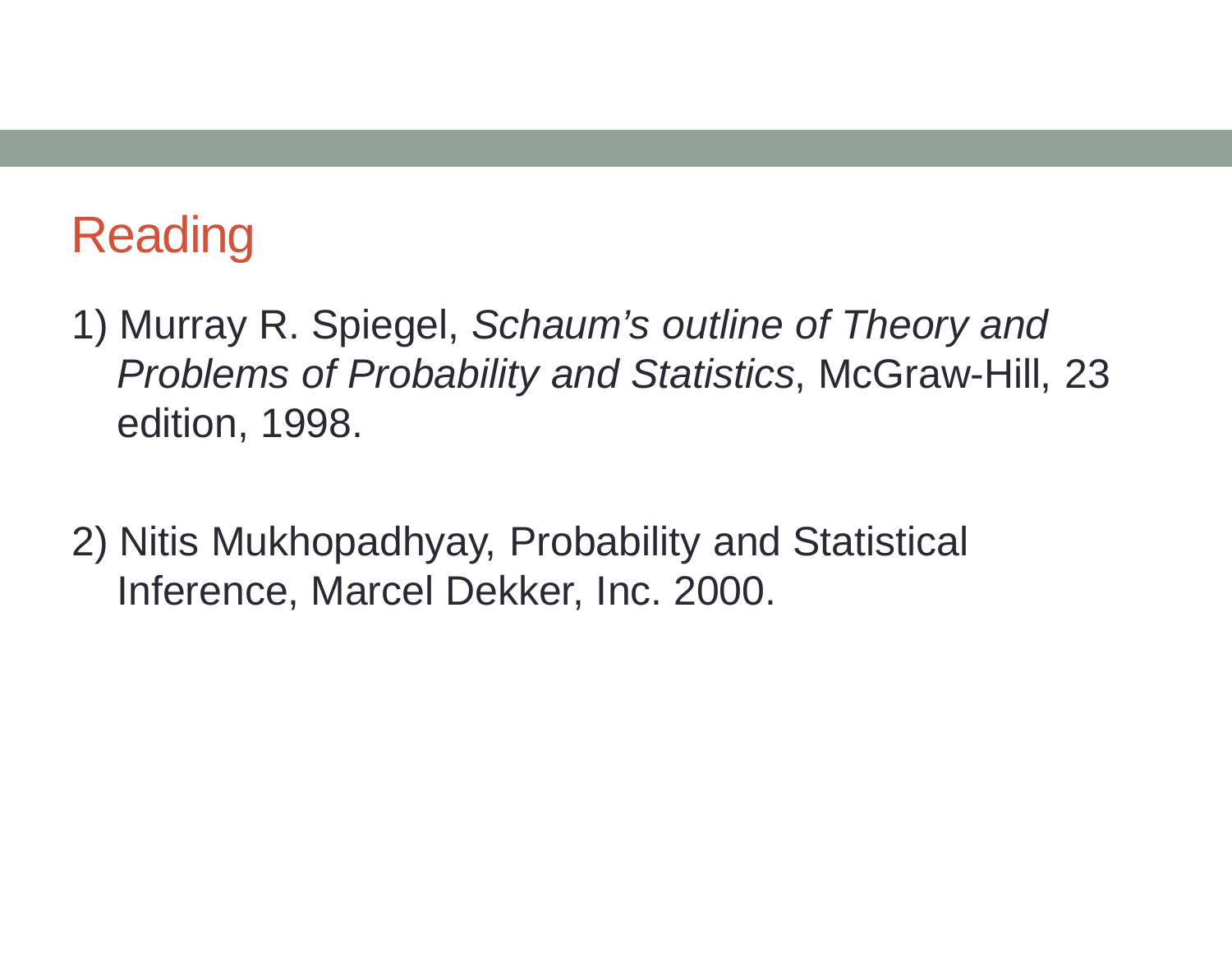## Reading

1) Murray R. Spiegel, *Schaum's outline of Theory and Problems of Probability and Statistics*, McGraw-Hill, 23 edition, 1998.

2) Nitis Mukhopadhyay, Probability and Statistical Inference, Marcel Dekker, Inc. 2000.